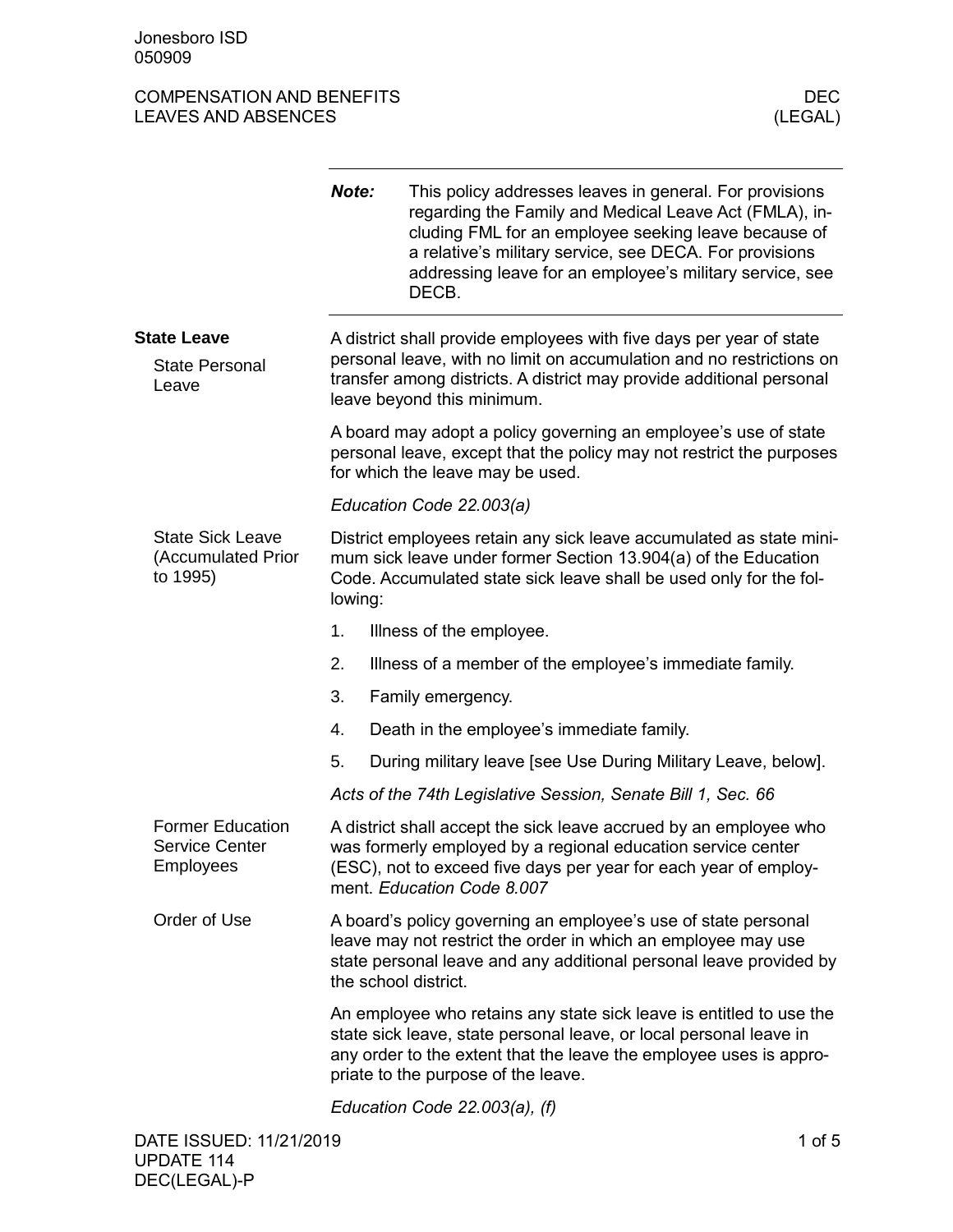# COMPENSATION AND BENEFITS
# LEAVES AND ABSENCES

**DEC (LEGAL)**

| | |
|---|---|
| ***Note:*** | This policy addresses leaves in general. For provisions regarding the Family and Medical Leave Act (FMLA), including FML for an employee seeking leave because of a relative's military service, see DECA. For provisions addressing leave for an employee's military service, see DECB. |

## State Leave

### State Personal Leave

A district shall provide employees with five days per year of state personal leave, with no limit on accumulation and no restrictions on transfer among districts. A district may provide additional personal leave beyond this minimum.

A board may adopt a policy governing an employee's use of state personal leave, except that the policy may not restrict the purposes for which the leave may be used.

*Education Code 22.003(a)*

### State Sick Leave (Accumulated Prior to 1995)

District employees retain any sick leave accumulated as state minimum sick leave under former Section 13.904(a) of the Education Code. Accumulated state sick leave shall be used only for the following:

1. Illness of the employee.
2. Illness of a member of the employee's immediate family.
3. Family emergency.
4. Death in the employee's immediate family.
5. During military leave [see Use During Military Leave, below].

*Acts of the 74th Legislative Session, Senate Bill 1, Sec. 66*

### Former Education Service Center Employees

A district shall accept the sick leave accrued by an employee who was formerly employed by a regional education service center (ESC), not to exceed five days per year for each year of employment. *Education Code 8.007*

### Order of Use

A board's policy governing an employee's use of state personal leave may not restrict the order in which an employee may use state personal leave and any additional personal leave provided by the school district.

An employee who retains any state sick leave is entitled to use the state sick leave, state personal leave, or local personal leave in any order to the extent that the leave the employee uses is appropriate to the purpose of the leave.

*Education Code 22.003(a), (f)*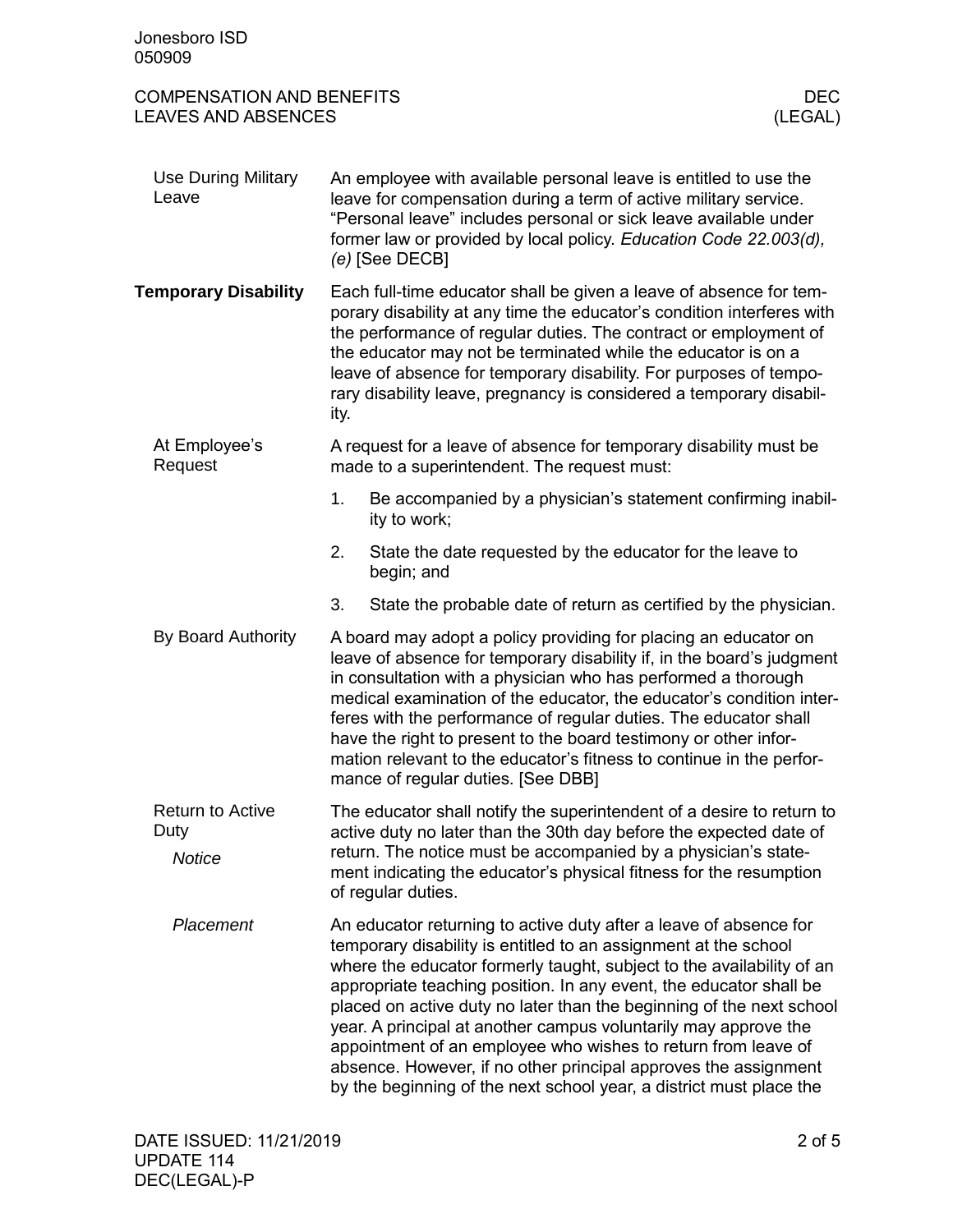### Use During Military Leave

An employee with available personal leave is entitled to use the leave for compensation during a term of active military service. "Personal leave" includes personal or sick leave available under former law or provided by local policy. *Education Code 22.003(d), (e)* [See DECB]

## Temporary Disability

Each full-time educator shall be given a leave of absence for temporary disability at any time the educator's condition interferes with the performance of regular duties. The contract or employment of the educator may not be terminated while the educator is on a leave of absence for temporary disability. For purposes of temporary disability leave, pregnancy is considered a temporary disability.

### At Employee's Request

A request for a leave of absence for temporary disability must be made to a superintendent. The request must:

1. Be accompanied by a physician's statement confirming inability to work;
2. State the date requested by the educator for the leave to begin; and
3. State the probable date of return as certified by the physician.

### By Board Authority

A board may adopt a policy providing for placing an educator on leave of absence for temporary disability if, in the board's judgment in consultation with a physician who has performed a thorough medical examination of the educator, the educator's condition interferes with the performance of regular duties. The educator shall have the right to present to the board testimony or other information relevant to the educator's fitness to continue in the performance of regular duties. [See DBB]

### Return to Active Duty

#### *Notice*

The educator shall notify the superintendent of a desire to return to active duty no later than the 30th day before the expected date of return. The notice must be accompanied by a physician's statement indicating the educator's physical fitness for the resumption of regular duties.

#### *Placement*

An educator returning to active duty after a leave of absence for temporary disability is entitled to an assignment at the school where the educator formerly taught, subject to the availability of an appropriate teaching position. In any event, the educator shall be placed on active duty no later than the beginning of the next school year. A principal at another campus voluntarily may approve the appointment of an employee who wishes to return from leave of absence. However, if no other principal approves the assignment by the beginning of the next school year, a district must place the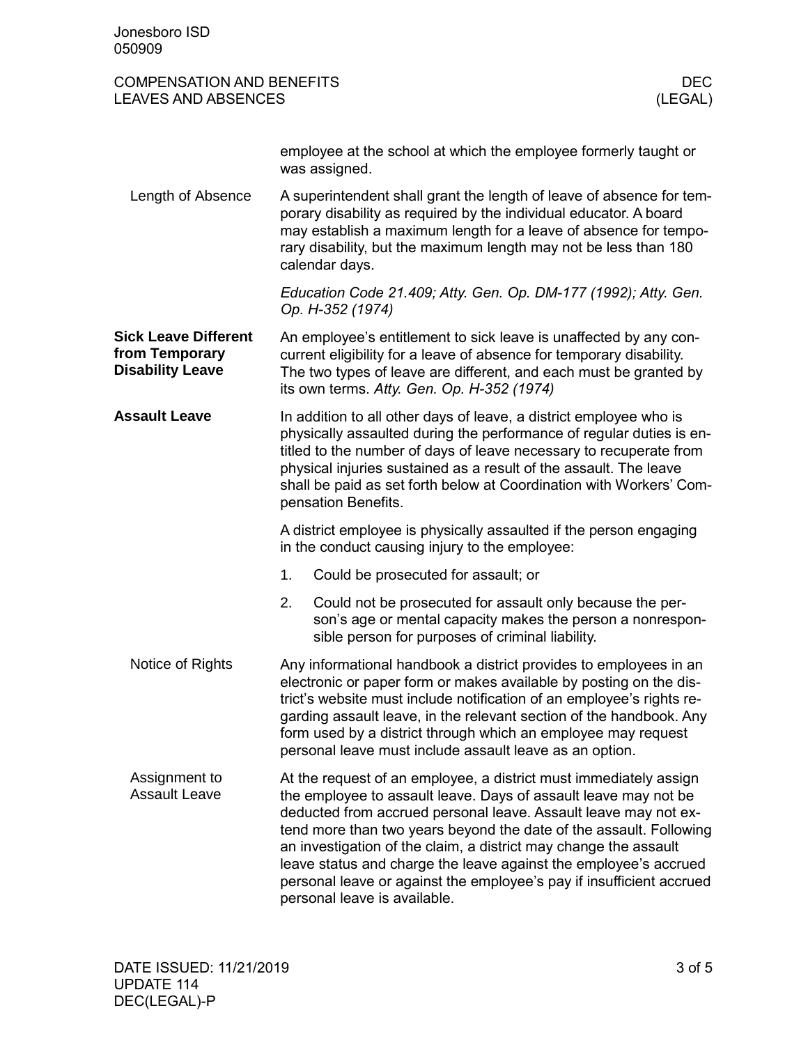employee at the school at which the employee formerly taught or was assigned.

#### Length of Absence

A superintendent shall grant the length of leave of absence for temporary disability as required by the individual educator. A board may establish a maximum length for a leave of absence for temporary disability, but the maximum length may not be less than 180 calendar days.

*Education Code 21.409; Atty. Gen. Op. DM-177 (1992); Atty. Gen. Op. H-352 (1974)*

### Sick Leave Different from Temporary Disability Leave

An employee's entitlement to sick leave is unaffected by any concurrent eligibility for a leave of absence for temporary disability. The two types of leave are different, and each must be granted by its own terms. *Atty. Gen. Op. H-352 (1974)*

### Assault Leave

In addition to all other days of leave, a district employee who is physically assaulted during the performance of regular duties is entitled to the number of days of leave necessary to recuperate from physical injuries sustained as a result of the assault. The leave shall be paid as set forth below at Coordination with Workers' Compensation Benefits.

A district employee is physically assaulted if the person engaging in the conduct causing injury to the employee:

1. Could be prosecuted for assault; or
2. Could not be prosecuted for assault only because the person's age or mental capacity makes the person a nonresponsible person for purposes of criminal liability.

#### Notice of Rights

Any informational handbook a district provides to employees in an electronic or paper form or makes available by posting on the district's website must include notification of an employee's rights regarding assault leave, in the relevant section of the handbook. Any form used by a district through which an employee may request personal leave must include assault leave as an option.

#### Assignment to Assault Leave

At the request of an employee, a district must immediately assign the employee to assault leave. Days of assault leave may not be deducted from accrued personal leave. Assault leave may not extend more than two years beyond the date of the assault. Following an investigation of the claim, a district may change the assault leave status and charge the leave against the employee's accrued personal leave or against the employee's pay if insufficient accrued personal leave is available.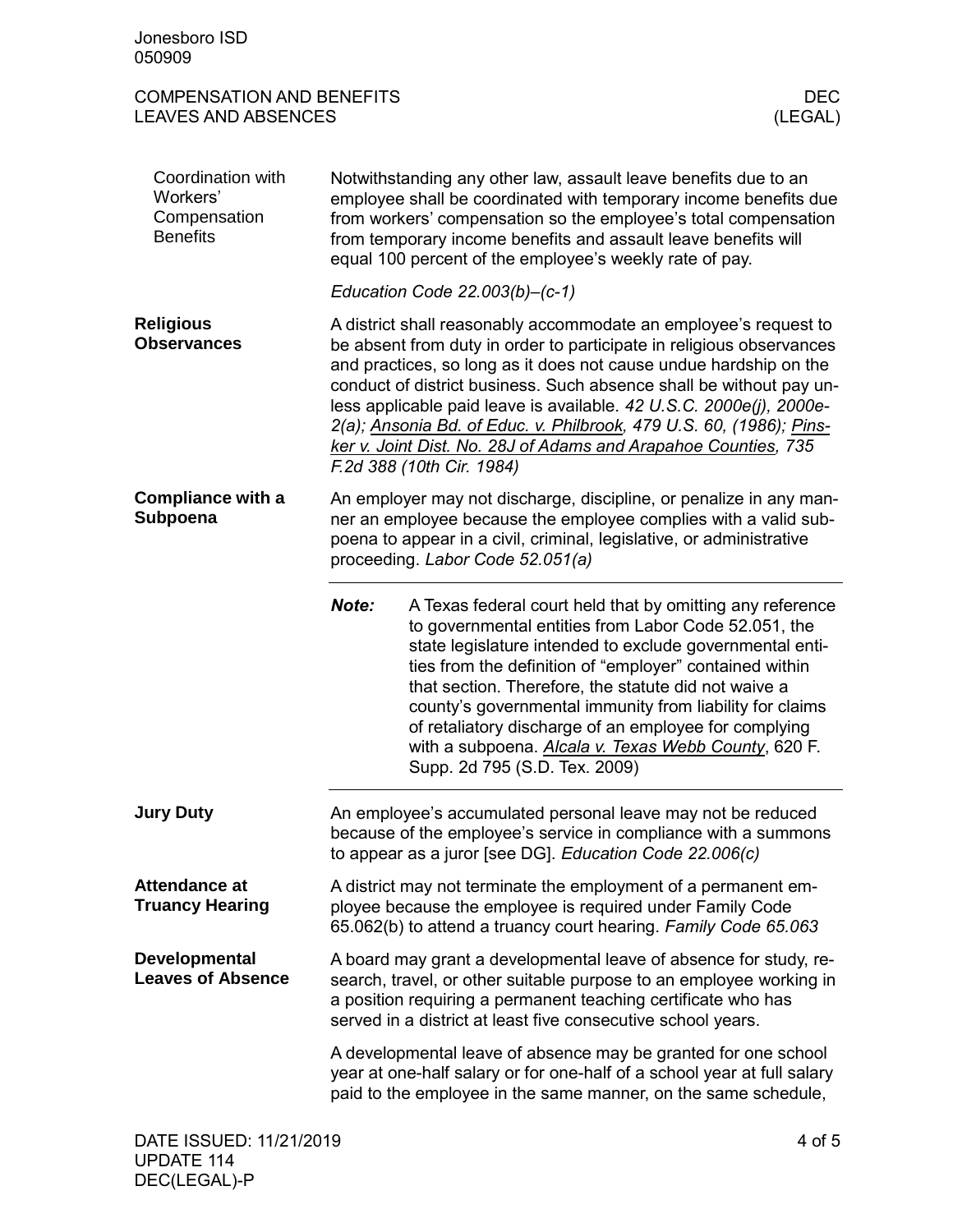### Coordination with Workers' Compensation Benefits

Notwithstanding any other law, assault leave benefits due to an employee shall be coordinated with temporary income benefits due from workers' compensation so the employee's total compensation from temporary income benefits and assault leave benefits will equal 100 percent of the employee's weekly rate of pay.

*Education Code 22.003(b)–(c-1)*

## Religious Observances

A district shall reasonably accommodate an employee's request to be absent from duty in order to participate in religious observances and practices, so long as it does not cause undue hardship on the conduct of district business. Such absence shall be without pay unless applicable paid leave is available. *42 U.S.C. 2000e(j), 2000e-2(a); Ansonia Bd. of Educ. v. Philbrook, 479 U.S. 60, (1986); Pinsker v. Joint Dist. No. 28J of Adams and Arapahoe Counties, 735 F.2d 388 (10th Cir. 1984)*

## Compliance with a Subpoena

An employer may not discharge, discipline, or penalize in any manner an employee because the employee complies with a valid subpoena to appear in a civil, criminal, legislative, or administrative proceeding. *Labor Code 52.051(a)*

---

***Note:*** A Texas federal court held that by omitting any reference to governmental entities from Labor Code 52.051, the state legislature intended to exclude governmental entities from the definition of "employer" contained within that section. Therefore, the statute did not waive a county's governmental immunity from liability for claims of retaliatory discharge of an employee for complying with a subpoena. *Alcala v. Texas Webb County*, 620 F. Supp. 2d 795 (S.D. Tex. 2009)

---

## Jury Duty

An employee's accumulated personal leave may not be reduced because of the employee's service in compliance with a summons to appear as a juror [see DG]. *Education Code 22.006(c)*

## Attendance at Truancy Hearing

A district may not terminate the employment of a permanent employee because the employee is required under Family Code 65.062(b) to attend a truancy court hearing. *Family Code 65.063*

## Developmental Leaves of Absence

A board may grant a developmental leave of absence for study, research, travel, or other suitable purpose to an employee working in a position requiring a permanent teaching certificate who has served in a district at least five consecutive school years.

A developmental leave of absence may be granted for one school year at one-half salary or for one-half of a school year at full salary paid to the employee in the same manner, on the same schedule,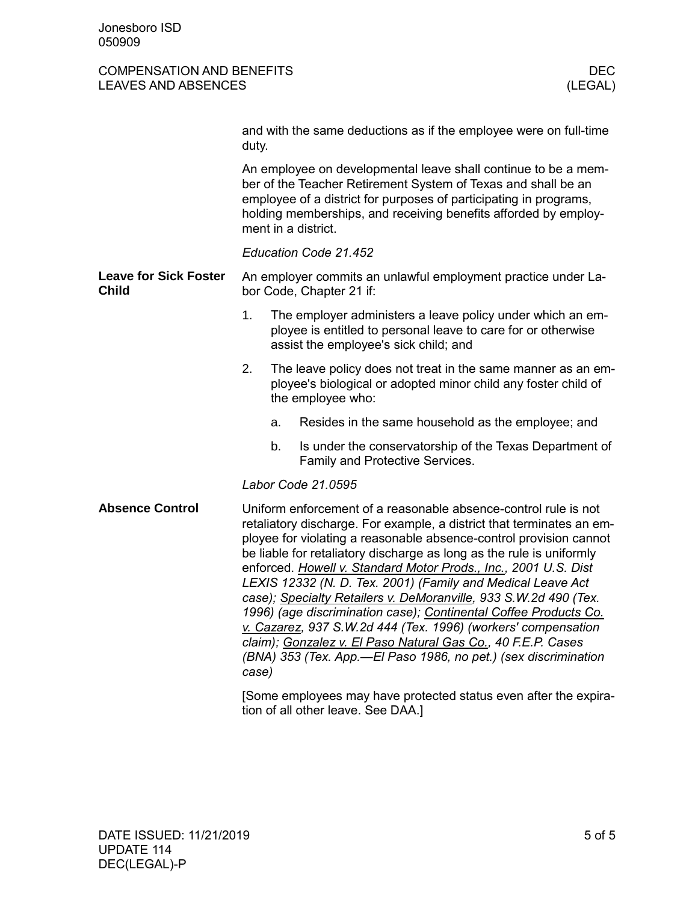and with the same deductions as if the employee were on full-time duty.

An employee on developmental leave shall continue to be a member of the Teacher Retirement System of Texas and shall be an employee of a district for purposes of participating in programs, holding memberships, and receiving benefits afforded by employment in a district.

*Education Code 21.452*

**Leave for Sick Foster Child**

An employer commits an unlawful employment practice under Labor Code, Chapter 21 if:

1. The employer administers a leave policy under which an employee is entitled to personal leave to care for or otherwise assist the employee's sick child; and
2. The leave policy does not treat in the same manner as an employee's biological or adopted minor child any foster child of the employee who:
   a. Resides in the same household as the employee; and
   b. Is under the conservatorship of the Texas Department of Family and Protective Services.

*Labor Code 21.0595*

**Absence Control**

Uniform enforcement of a reasonable absence-control rule is not retaliatory discharge. For example, a district that terminates an employee for violating a reasonable absence-control provision cannot be liable for retaliatory discharge as long as the rule is uniformly enforced. *Howell v. Standard Motor Prods., Inc., 2001 U.S. Dist LEXIS 12332 (N. D. Tex. 2001) (Family and Medical Leave Act case); Specialty Retailers v. DeMoranville, 933 S.W.2d 490 (Tex. 1996) (age discrimination case); Continental Coffee Products Co. v. Cazarez, 937 S.W.2d 444 (Tex. 1996) (workers' compensation claim); Gonzalez v. El Paso Natural Gas Co., 40 F.E.P. Cases (BNA) 353 (Tex. App.—El Paso 1986, no pet.) (sex discrimination case)*

[Some employees may have protected status even after the expiration of all other leave. See DAA.]